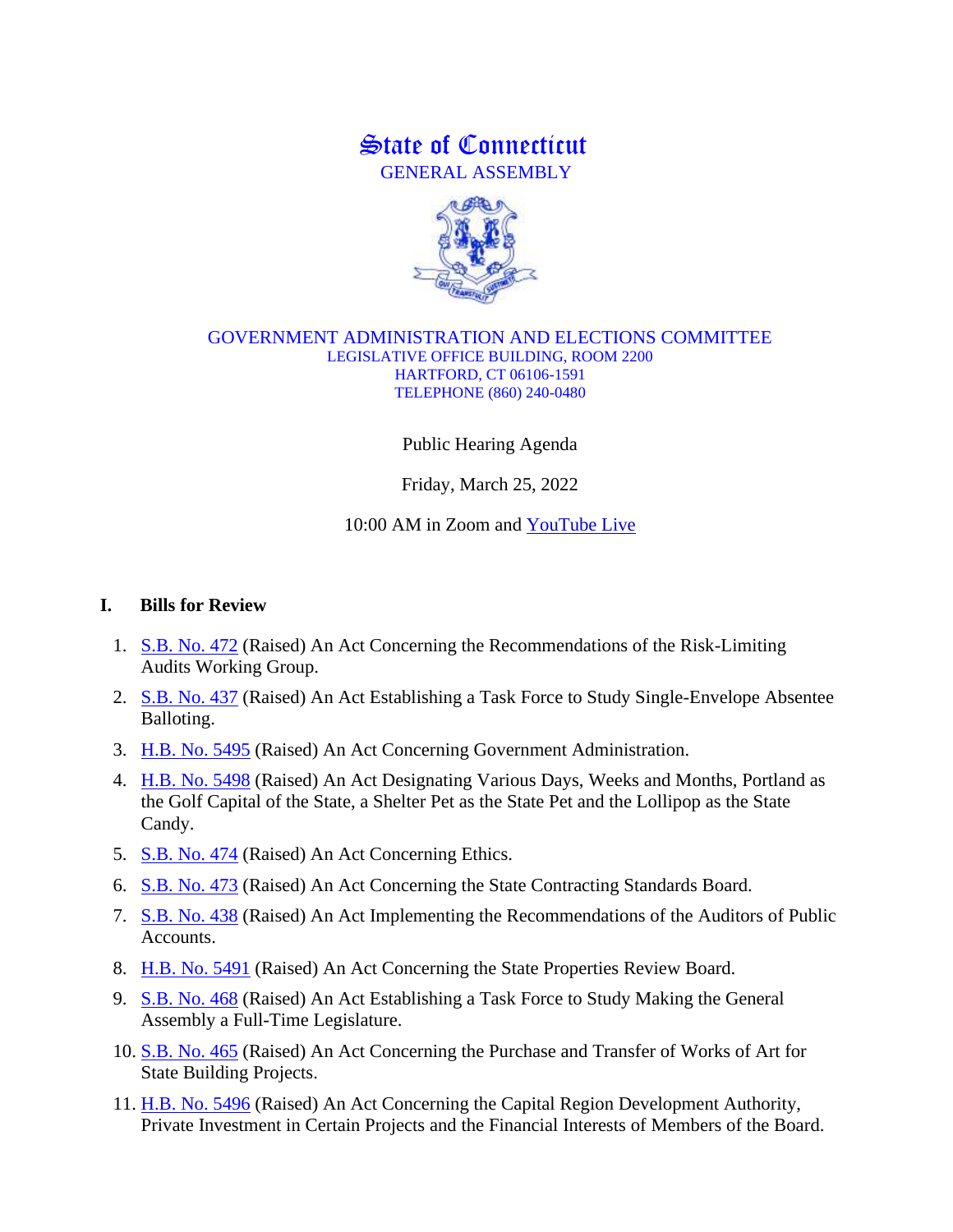# State of Connecticut

GENERAL ASSEMBLY

GOVERNMENT ADMINISTRATION AND ELECTIONS COMMITTEE
LEGISLATIVE OFFICE BUILDING, ROOM 2200
HARTFORD, CT 06106-1591
TELEPHONE (860) 240-0480

Public Hearing Agenda

Friday, March 25, 2022

10:00 AM in Zoom and YouTube Live

## I. Bills for Review

1. S.B. No. 472 (Raised) An Act Concerning the Recommendations of the Risk-Limiting Audits Working Group.
2. S.B. No. 437 (Raised) An Act Establishing a Task Force to Study Single-Envelope Absentee Balloting.
3. H.B. No. 5495 (Raised) An Act Concerning Government Administration.
4. H.B. No. 5498 (Raised) An Act Designating Various Days, Weeks and Months, Portland as the Golf Capital of the State, a Shelter Pet as the State Pet and the Lollipop as the State Candy.
5. S.B. No. 474 (Raised) An Act Concerning Ethics.
6. S.B. No. 473 (Raised) An Act Concerning the State Contracting Standards Board.
7. S.B. No. 438 (Raised) An Act Implementing the Recommendations of the Auditors of Public Accounts.
8. H.B. No. 5491 (Raised) An Act Concerning the State Properties Review Board.
9. S.B. No. 468 (Raised) An Act Establishing a Task Force to Study Making the General Assembly a Full-Time Legislature.
10. S.B. No. 465 (Raised) An Act Concerning the Purchase and Transfer of Works of Art for State Building Projects.
11. H.B. No. 5496 (Raised) An Act Concerning the Capital Region Development Authority, Private Investment in Certain Projects and the Financial Interests of Members of the Board.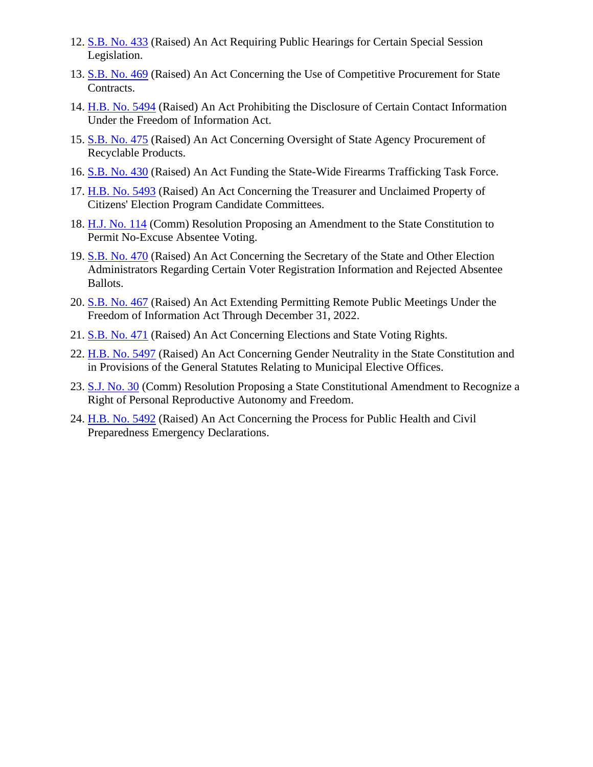12. S.B. No. 433 (Raised) An Act Requiring Public Hearings for Certain Special Session Legislation.
13. S.B. No. 469 (Raised) An Act Concerning the Use of Competitive Procurement for State Contracts.
14. H.B. No. 5494 (Raised) An Act Prohibiting the Disclosure of Certain Contact Information Under the Freedom of Information Act.
15. S.B. No. 475 (Raised) An Act Concerning Oversight of State Agency Procurement of Recyclable Products.
16. S.B. No. 430 (Raised) An Act Funding the State-Wide Firearms Trafficking Task Force.
17. H.B. No. 5493 (Raised) An Act Concerning the Treasurer and Unclaimed Property of Citizens' Election Program Candidate Committees.
18. H.J. No. 114 (Comm) Resolution Proposing an Amendment to the State Constitution to Permit No-Excuse Absentee Voting.
19. S.B. No. 470 (Raised) An Act Concerning the Secretary of the State and Other Election Administrators Regarding Certain Voter Registration Information and Rejected Absentee Ballots.
20. S.B. No. 467 (Raised) An Act Extending Permitting Remote Public Meetings Under the Freedom of Information Act Through December 31, 2022.
21. S.B. No. 471 (Raised) An Act Concerning Elections and State Voting Rights.
22. H.B. No. 5497 (Raised) An Act Concerning Gender Neutrality in the State Constitution and in Provisions of the General Statutes Relating to Municipal Elective Offices.
23. S.J. No. 30 (Comm) Resolution Proposing a State Constitutional Amendment to Recognize a Right of Personal Reproductive Autonomy and Freedom.
24. H.B. No. 5492 (Raised) An Act Concerning the Process for Public Health and Civil Preparedness Emergency Declarations.